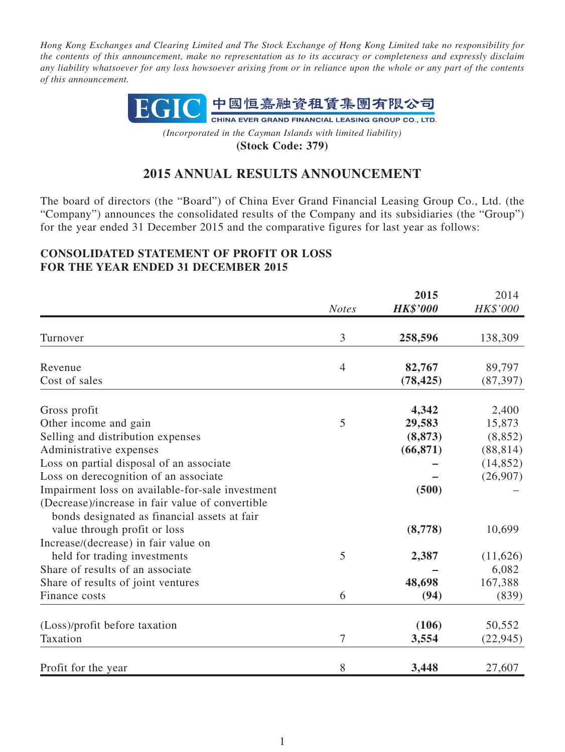*Hong Kong Exchanges and Clearing Limited and The Stock Exchange of Hong Kong Limited take no responsibility for the contents of this announcement, make no representation as to its accuracy or completeness and expressly disclaim any liability whatsoever for any loss howsoever arising from or in reliance upon the whole or any part of the contents of this announcement.*

**EGIC 中國恒嘉融資租賃集團有限公司**
**CHINA EVER GRAND FINANCIAL LEASING GROUP CO., LTD.**

*(Incorporated in the Cayman Islands with limited liability)*
**(Stock Code: 379)**

# 2015 ANNUAL RESULTS ANNOUNCEMENT

The board of directors (the "Board") of China Ever Grand Financial Leasing Group Co., Ltd. (the "Company") announces the consolidated results of the Company and its subsidiaries (the "Group") for the year ended 31 December 2015 and the comparative figures for last year as follows:

## CONSOLIDATED STATEMENT OF PROFIT OR LOSS FOR THE YEAR ENDED 31 DECEMBER 2015

| | *Notes* | **2015** *HK$'000* | 2014 *HK$'000* |
|---|---|---|---|
| Turnover | 3 | **258,596** | 138,309 |
| Revenue | 4 | **82,767** | 89,797 |
| Cost of sales | | **(78,425)** | (87,397) |
| Gross profit | | **4,342** | 2,400 |
| Other income and gain | 5 | **29,583** | 15,873 |
| Selling and distribution expenses | | **(8,873)** | (8,852) |
| Administrative expenses | | **(66,871)** | (88,814) |
| Loss on partial disposal of an associate | | **–** | (14,852) |
| Loss on derecognition of an associate | | **–** | (26,907) |
| Impairment loss on available-for-sale investment | | **(500)** | – |
| (Decrease)/increase in fair value of convertible bonds designated as financial assets at fair value through profit or loss | | **(8,778)** | 10,699 |
| Increase/(decrease) in fair value on held for trading investments | 5 | **2,387** | (11,626) |
| Share of results of an associate | | **–** | 6,082 |
| Share of results of joint ventures | | **48,698** | 167,388 |
| Finance costs | 6 | **(94)** | (839) |
| (Loss)/profit before taxation | | **(106)** | 50,552 |
| Taxation | 7 | **3,554** | (22,945) |
| Profit for the year | 8 | **3,448** | 27,607 |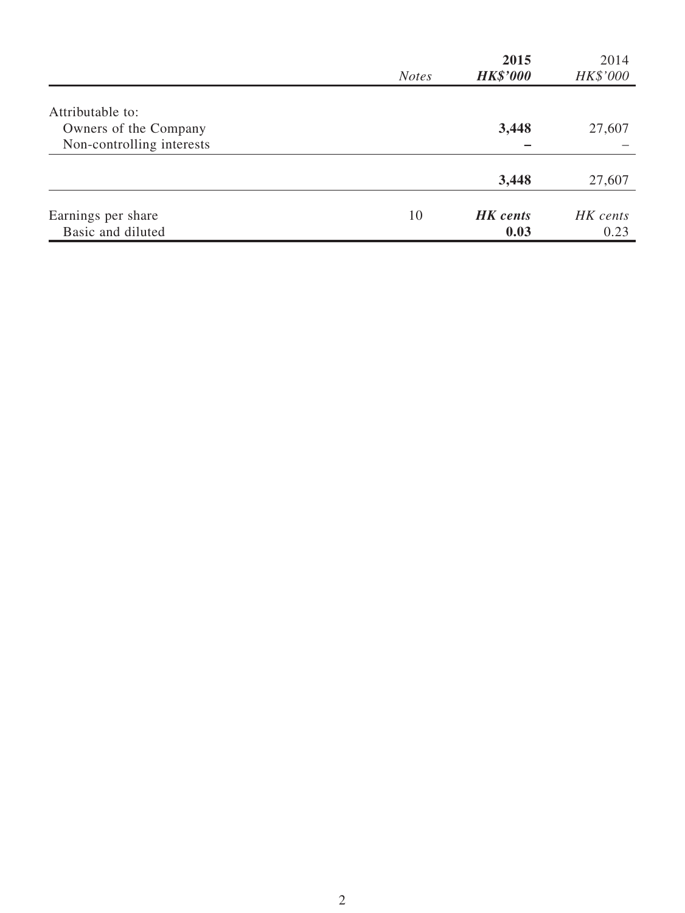| | *Notes* | **2015** | 2014 |
|---|---|---|---|
| | | ***HK$'000*** | *HK$'000* |
| Attributable to: | | | |
| Owners of the Company | | **3,448** | 27,607 |
| Non-controlling interests | | **–** | – |
| | | **3,448** | 27,607 |
| Earnings per share | 10 | ***HK cents*** | *HK cents* |
| Basic and diluted | | **0.03** | 0.23 |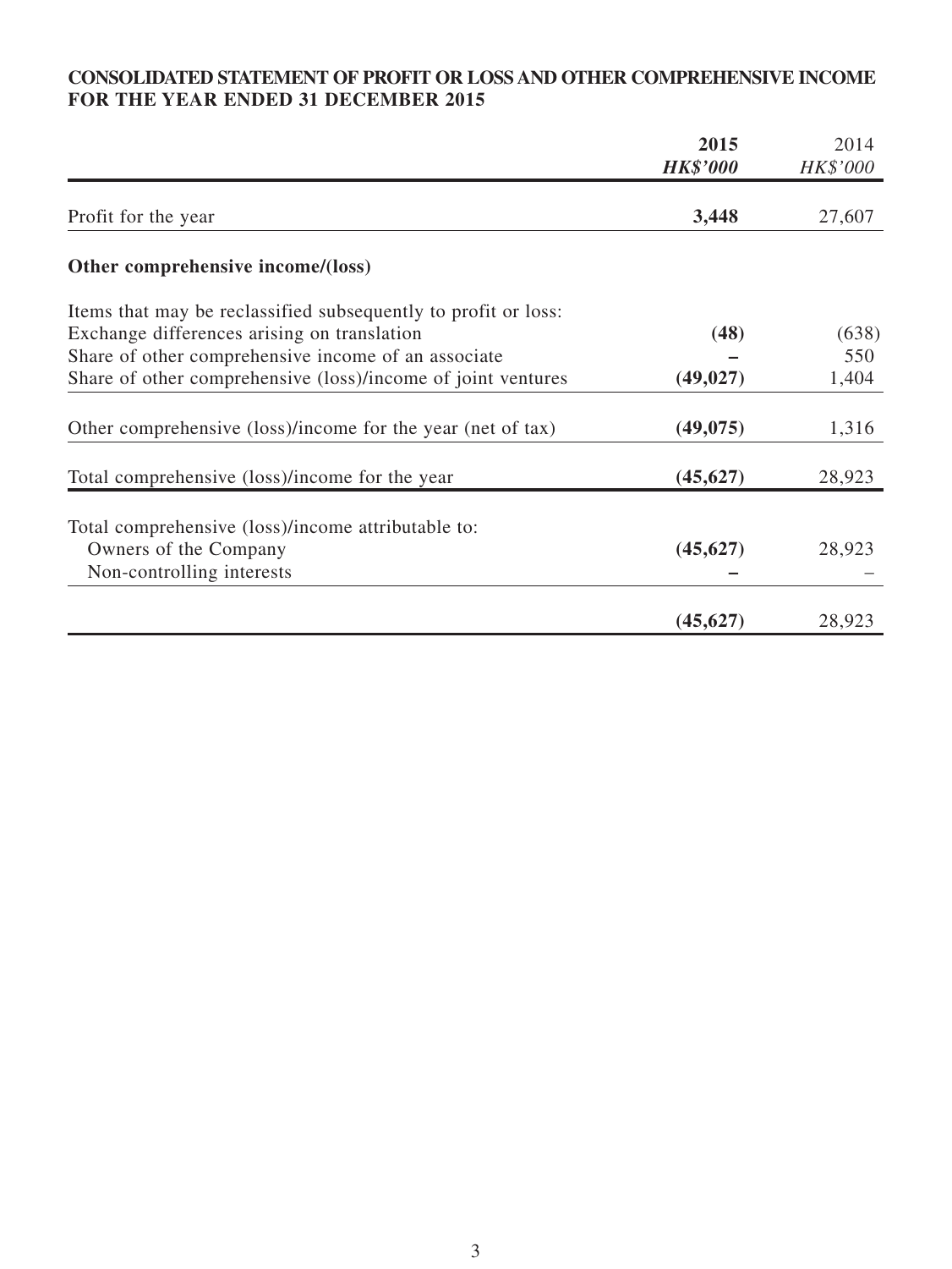**CONSOLIDATED STATEMENT OF PROFIT OR LOSS AND OTHER COMPREHENSIVE INCOME FOR THE YEAR ENDED 31 DECEMBER 2015**

| | **2015** | 2014 |
|---|---|---|
| | ***HK$'000*** | *HK$'000* |
| Profit for the year | **3,448** | 27,607 |
| **Other comprehensive income/(loss)** | | |
| Items that may be reclassified subsequently to profit or loss: | | |
| Exchange differences arising on translation | **(48)** | (638) |
| Share of other comprehensive income of an associate | **–** | 550 |
| Share of other comprehensive (loss)/income of joint ventures | **(49,027)** | 1,404 |
| Other comprehensive (loss)/income for the year (net of tax) | **(49,075)** | 1,316 |
| Total comprehensive (loss)/income for the year | **(45,627)** | 28,923 |
| Total comprehensive (loss)/income attributable to: | | |
| Owners of the Company | **(45,627)** | 28,923 |
| Non-controlling interests | **–** | – |
| | **(45,627)** | 28,923 |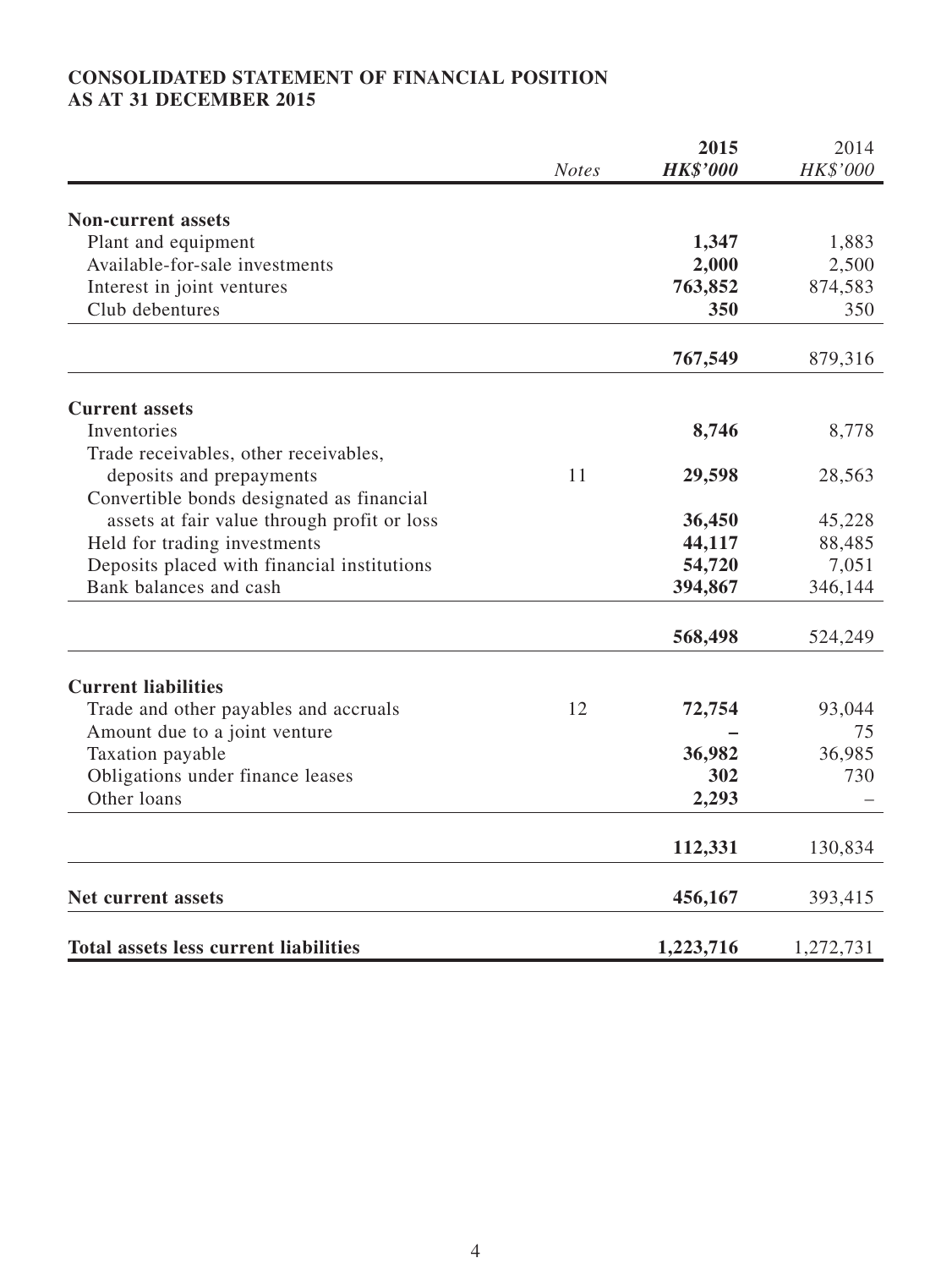**CONSOLIDATED STATEMENT OF FINANCIAL POSITION**
**AS AT 31 DECEMBER 2015**

| | *Notes* | **2015** **HK$'000** | 2014 *HK$'000* |
|---|---|---|---|
| **Non-current assets** | | | |
| Plant and equipment | | **1,347** | 1,883 |
| Available-for-sale investments | | **2,000** | 2,500 |
| Interest in joint ventures | | **763,852** | 874,583 |
| Club debentures | | **350** | 350 |
| | | **767,549** | 879,316 |
| **Current assets** | | | |
| Inventories | | **8,746** | 8,778 |
| Trade receivables, other receivables, deposits and prepayments | 11 | **29,598** | 28,563 |
| Convertible bonds designated as financial assets at fair value through profit or loss | | **36,450** | 45,228 |
| Held for trading investments | | **44,117** | 88,485 |
| Deposits placed with financial institutions | | **54,720** | 7,051 |
| Bank balances and cash | | **394,867** | 346,144 |
| | | **568,498** | 524,249 |
| **Current liabilities** | | | |
| Trade and other payables and accruals | 12 | **72,754** | 93,044 |
| Amount due to a joint venture | | **–** | 75 |
| Taxation payable | | **36,982** | 36,985 |
| Obligations under finance leases | | **302** | 730 |
| Other loans | | **2,293** | – |
| | | **112,331** | 130,834 |
| **Net current assets** | | **456,167** | 393,415 |
| **Total assets less current liabilities** | | **1,223,716** | 1,272,731 |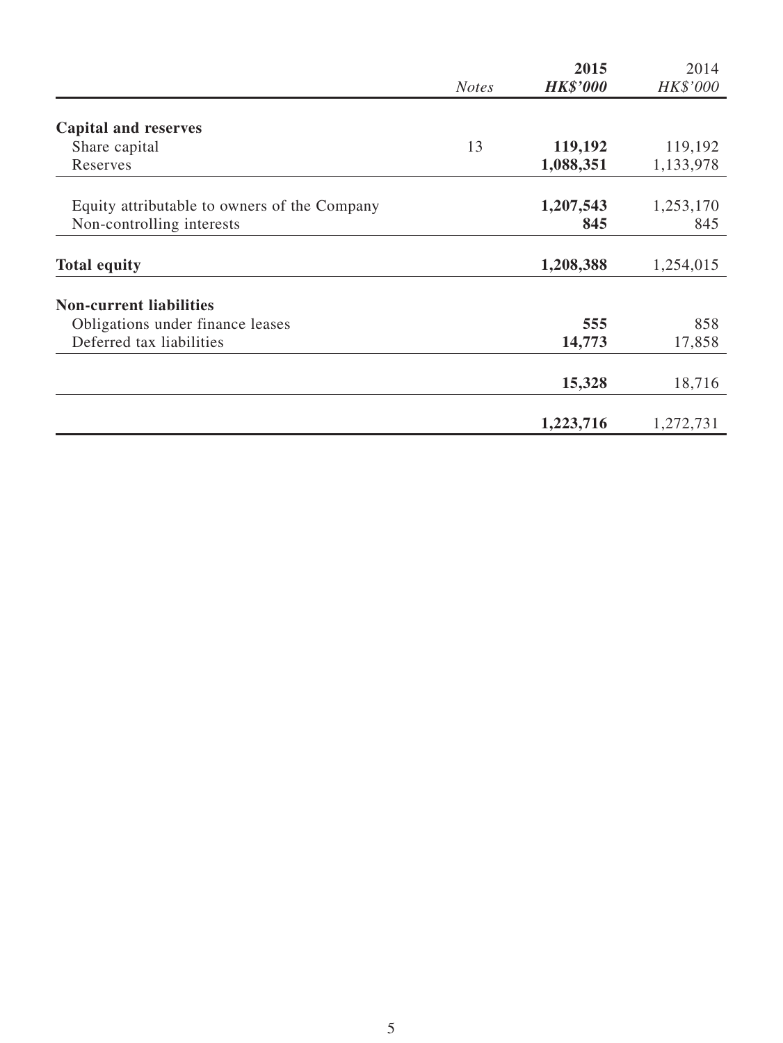| | *Notes* | **2015** ***HK$'000*** | 2014 *HK$'000* |
|---|---|---|---|
| **Capital and reserves** | | | |
| Share capital | 13 | **119,192** | 119,192 |
| Reserves | | **1,088,351** | 1,133,978 |
| Equity attributable to owners of the Company | | **1,207,543** | 1,253,170 |
| Non-controlling interests | | **845** | 845 |
| **Total equity** | | **1,208,388** | 1,254,015 |
| **Non-current liabilities** | | | |
| Obligations under finance leases | | **555** | 858 |
| Deferred tax liabilities | | **14,773** | 17,858 |
| | | **15,328** | 18,716 |
| | | **1,223,716** | 1,272,731 |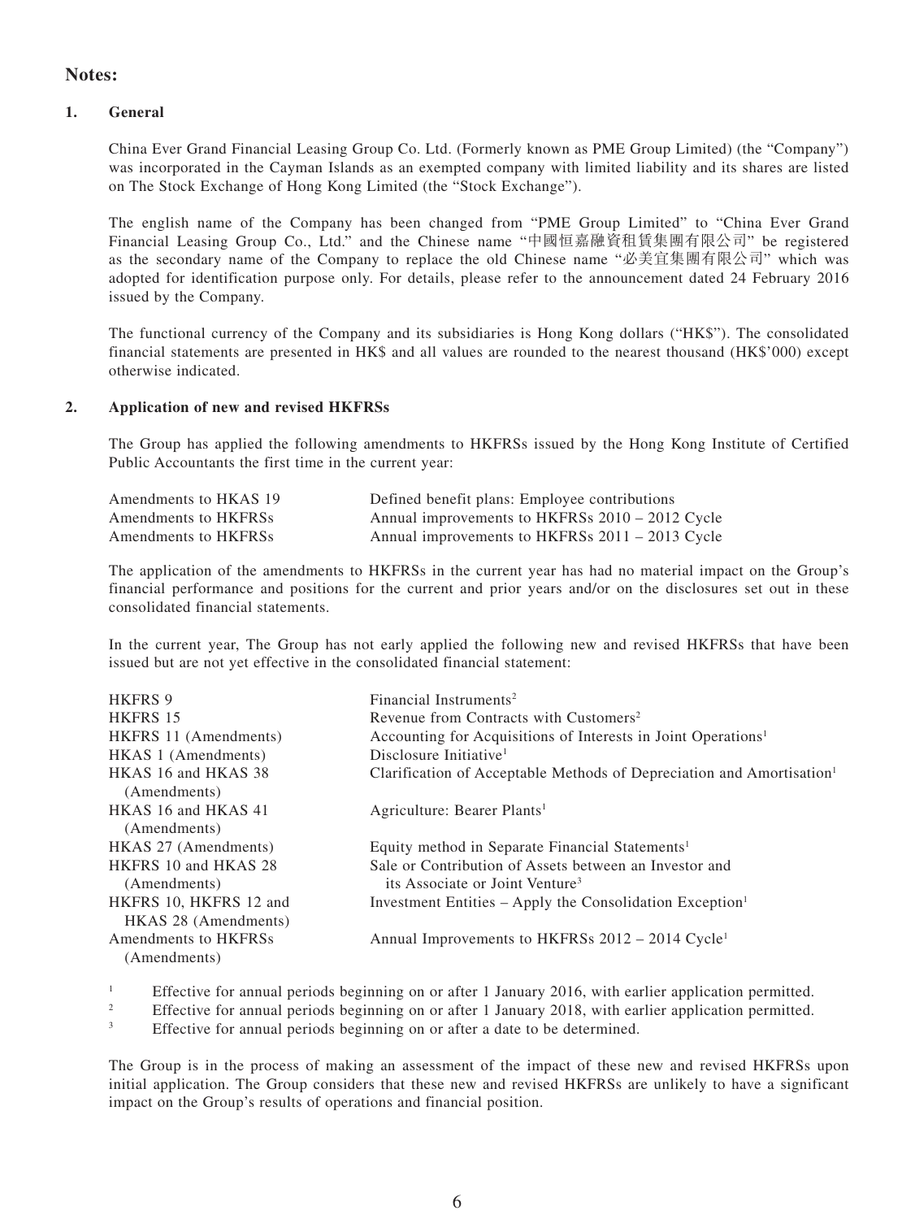## Notes:

### 1. General

China Ever Grand Financial Leasing Group Co. Ltd. (Formerly known as PME Group Limited) (the "Company") was incorporated in the Cayman Islands as an exempted company with limited liability and its shares are listed on The Stock Exchange of Hong Kong Limited (the "Stock Exchange").

The english name of the Company has been changed from "PME Group Limited" to "China Ever Grand Financial Leasing Group Co., Ltd." and the Chinese name "中國恒嘉融資租賃集團有限公司" be registered as the secondary name of the Company to replace the old Chinese name "必美宜集團有限公司" which was adopted for identification purpose only. For details, please refer to the announcement dated 24 February 2016 issued by the Company.

The functional currency of the Company and its subsidiaries is Hong Kong dollars ("HK$"). The consolidated financial statements are presented in HK$ and all values are rounded to the nearest thousand (HK$'000) except otherwise indicated.

### 2. Application of new and revised HKFRSs

The Group has applied the following amendments to HKFRSs issued by the Hong Kong Institute of Certified Public Accountants the first time in the current year:

| | |
|---|---|
| Amendments to HKAS 19 | Defined benefit plans: Employee contributions |
| Amendments to HKFRSs | Annual improvements to HKFRSs 2010 – 2012 Cycle |
| Amendments to HKFRSs | Annual improvements to HKFRSs 2011 – 2013 Cycle |

The application of the amendments to HKFRSs in the current year has had no material impact on the Group's financial performance and positions for the current and prior years and/or on the disclosures set out in these consolidated financial statements.

In the current year, The Group has not early applied the following new and revised HKFRSs that have been issued but are not yet effective in the consolidated financial statement:

| | |
|---|---|
| HKFRS 9 | Financial Instruments[2] |
| HKFRS 15 | Revenue from Contracts with Customers[2] |
| HKFRS 11 (Amendments) | Accounting for Acquisitions of Interests in Joint Operations[1] |
| HKAS 1 (Amendments) | Disclosure Initiative[1] |
| HKAS 16 and HKAS 38 (Amendments) | Clarification of Acceptable Methods of Depreciation and Amortisation[1] |
| HKAS 16 and HKAS 41 (Amendments) | Agriculture: Bearer Plants[1] |
| HKAS 27 (Amendments) | Equity method in Separate Financial Statements[1] |
| HKFRS 10 and HKAS 28 (Amendments) | Sale or Contribution of Assets between an Investor and its Associate or Joint Venture[3] |
| HKFRS 10, HKFRS 12 and HKAS 28 (Amendments) | Investment Entities – Apply the Consolidation Exception[1] |
| Amendments to HKFRSs (Amendments) | Annual Improvements to HKFRSs 2012 – 2014 Cycle[1] |

[1] Effective for annual periods beginning on or after 1 January 2016, with earlier application permitted.

[2] Effective for annual periods beginning on or after 1 January 2018, with earlier application permitted.

[3] Effective for annual periods beginning on or after a date to be determined.

The Group is in the process of making an assessment of the impact of these new and revised HKFRSs upon initial application. The Group considers that these new and revised HKFRSs are unlikely to have a significant impact on the Group's results of operations and financial position.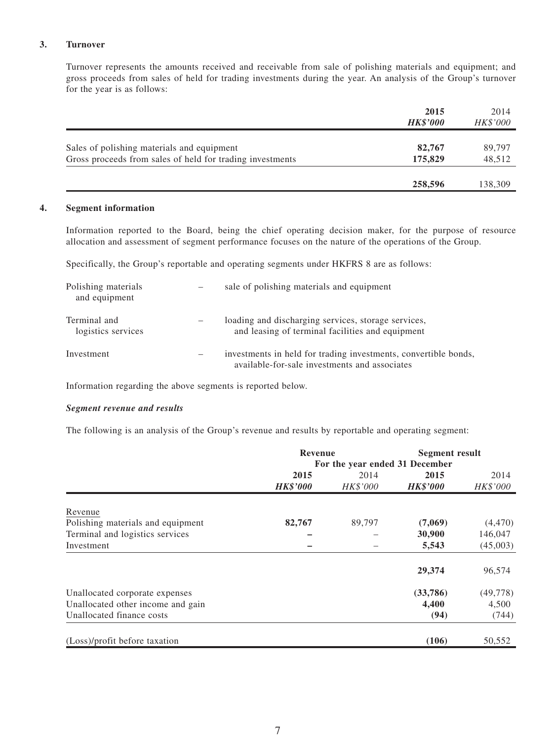### 3. Turnover

Turnover represents the amounts received and receivable from sale of polishing materials and equipment; and gross proceeds from sales of held for trading investments during the year. An analysis of the Group's turnover for the year is as follows:

| | 2015<br>***HK$'000*** | 2014<br>*HK$'000* |
|---|---|---|
| Sales of polishing materials and equipment | **82,767** | 89,797 |
| Gross proceeds from sales of held for trading investments | **175,829** | 48,512 |
| | **258,596** | 138,309 |

### 4. Segment information

Information reported to the Board, being the chief operating decision maker, for the purpose of resource allocation and assessment of segment performance focuses on the nature of the operations of the Group.

Specifically, the Group's reportable and operating segments under HKFRS 8 are as follows:

| | | |
|---|---|---|
| Polishing materials and equipment | – | sale of polishing materials and equipment |
| Terminal and logistics services | – | loading and discharging services, storage services, and leasing of terminal facilities and equipment |
| Investment | – | investments in held for trading investments, convertible bonds, available-for-sale investments and associates |

Information regarding the above segments is reported below.

***Segment revenue and results***

The following is an analysis of the Group's revenue and results by reportable and operating segment:

| | **Revenue** | | **Segment result** | |
|---|---|---|---|---|
| | **For the year ended 31 December** | | | |
| | **2015**<br>***HK$'000*** | 2014<br>*HK$'000* | **2015**<br>***HK$'000*** | 2014<br>*HK$'000* |
| Revenue | | | | |
| Polishing materials and equipment | **82,767** | 89,797 | **(7,069)** | (4,470) |
| Terminal and logistics services | **–** | – | **30,900** | 146,047 |
| Investment | **–** | – | **5,543** | (45,003) |
| | | | **29,374** | 96,574 |
| Unallocated corporate expenses | | | **(33,786)** | (49,778) |
| Unallocated other income and gain | | | **4,400** | 4,500 |
| Unallocated finance costs | | | **(94)** | (744) |
| (Loss)/profit before taxation | | | **(106)** | 50,552 |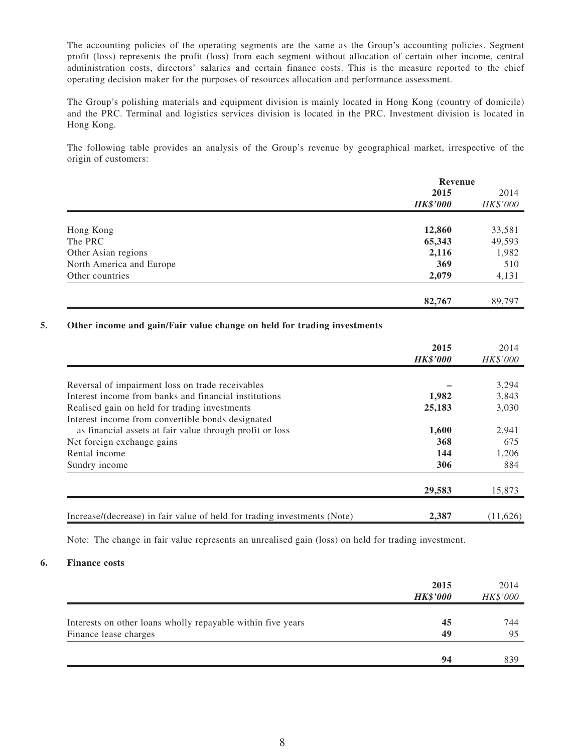The accounting policies of the operating segments are the same as the Group's accounting policies. Segment profit (loss) represents the profit (loss) from each segment without allocation of certain other income, central administration costs, directors' salaries and certain finance costs. This is the measure reported to the chief operating decision maker for the purposes of resources allocation and performance assessment.

The Group's polishing materials and equipment division is mainly located in Hong Kong (country of domicile) and the PRC. Terminal and logistics services division is located in the PRC. Investment division is located in Hong Kong.

The following table provides an analysis of the Group's revenue by geographical market, irrespective of the origin of customers:

| | Revenue | |
|---|---|---|
| | **2015** | 2014 |
| | ***HK$'000*** | *HK$'000* |
| Hong Kong | **12,860** | 33,581 |
| The PRC | **65,343** | 49,593 |
| Other Asian regions | **2,116** | 1,982 |
| North America and Europe | **369** | 510 |
| Other countries | **2,079** | 4,131 |
| | **82,767** | 89,797 |

## 5. Other income and gain/Fair value change on held for trading investments

| | **2015** | 2014 |
|---|---|---|
| | ***HK$'000*** | *HK$'000* |
| Reversal of impairment loss on trade receivables | – | 3,294 |
| Interest income from banks and financial institutions | **1,982** | 3,843 |
| Realised gain on held for trading investments | **25,183** | 3,030 |
| Interest income from convertible bonds designated as financial assets at fair value through profit or loss | **1,600** | 2,941 |
| Net foreign exchange gains | **368** | 675 |
| Rental income | **144** | 1,206 |
| Sundry income | **306** | 884 |
| | **29,583** | 15,873 |
| Increase/(decrease) in fair value of held for trading investments (Note) | **2,387** | (11,626) |

Note: The change in fair value represents an unrealised gain (loss) on held for trading investment.

## 6. Finance costs

| | **2015** | 2014 |
|---|---|---|
| | ***HK$'000*** | *HK$'000* |
| Interests on other loans wholly repayable within five years | **45** | 744 |
| Finance lease charges | **49** | 95 |
| | **94** | 839 |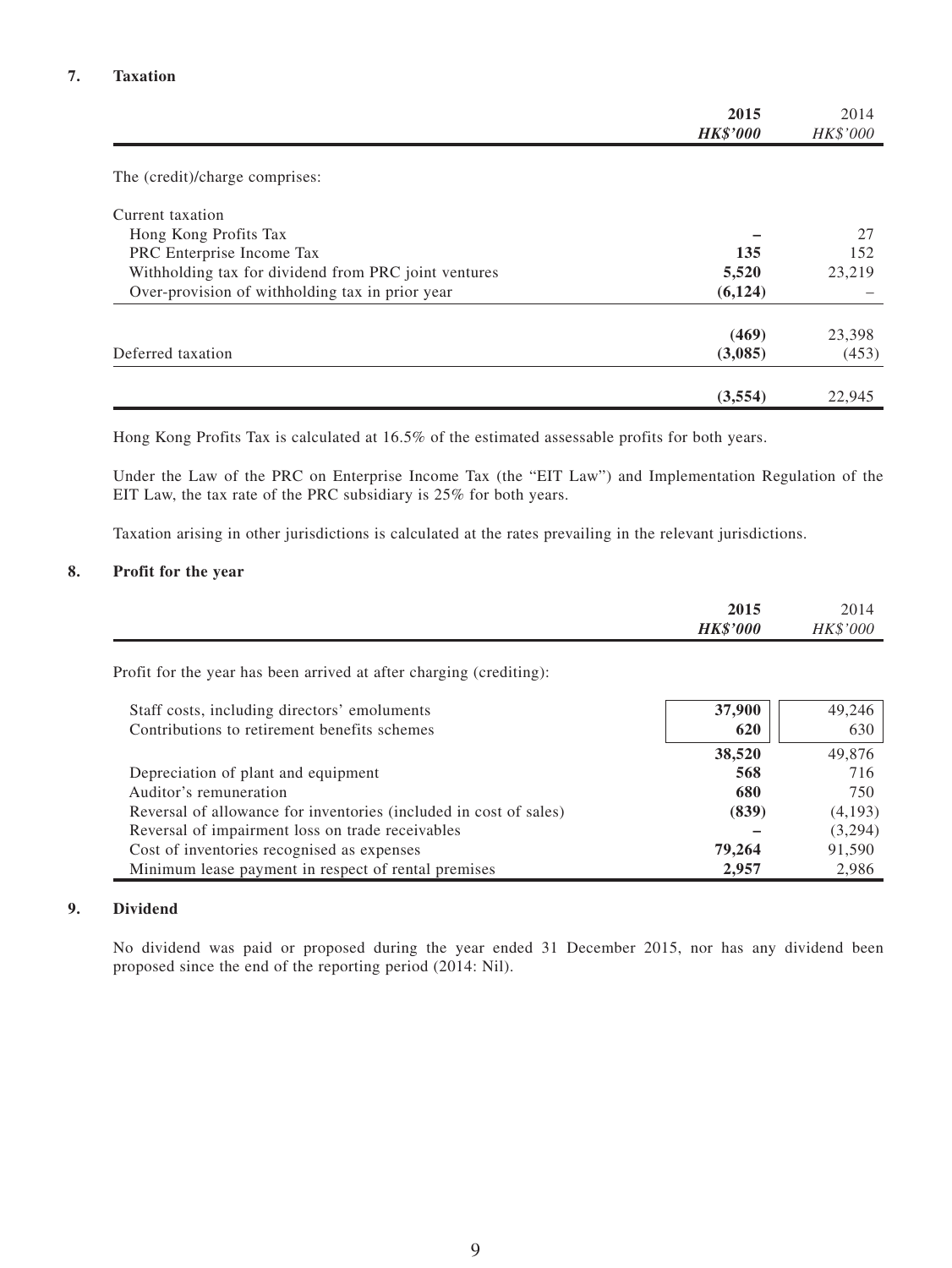## 7. Taxation

| | **2015** | 2014 |
|---|---|---|
| | ***HK$'000*** | *HK$'000* |
| The (credit)/charge comprises: | | |
| Current taxation | | |
| Hong Kong Profits Tax | **–** | 27 |
| PRC Enterprise Income Tax | **135** | 152 |
| Withholding tax for dividend from PRC joint ventures | **5,520** | 23,219 |
| Over-provision of withholding tax in prior year | **(6,124)** | – |
| | **(469)** | 23,398 |
| Deferred taxation | **(3,085)** | (453) |
| | **(3,554)** | 22,945 |

Hong Kong Profits Tax is calculated at 16.5% of the estimated assessable profits for both years.

Under the Law of the PRC on Enterprise Income Tax (the "EIT Law") and Implementation Regulation of the EIT Law, the tax rate of the PRC subsidiary is 25% for both years.

Taxation arising in other jurisdictions is calculated at the rates prevailing in the relevant jurisdictions.

## 8. Profit for the year

| | **2015** | 2014 |
|---|---|---|
| | ***HK$'000*** | *HK$'000* |
| Profit for the year has been arrived at after charging (crediting): | | |
| Staff costs, including directors' emoluments | **37,900** | 49,246 |
| Contributions to retirement benefits schemes | **620** | 630 |
| | **38,520** | 49,876 |
| Depreciation of plant and equipment | **568** | 716 |
| Auditor's remuneration | **680** | 750 |
| Reversal of allowance for inventories (included in cost of sales) | **(839)** | (4,193) |
| Reversal of impairment loss on trade receivables | **–** | (3,294) |
| Cost of inventories recognised as expenses | **79,264** | 91,590 |
| Minimum lease payment in respect of rental premises | **2,957** | 2,986 |

## 9. Dividend

No dividend was paid or proposed during the year ended 31 December 2015, nor has any dividend been proposed since the end of the reporting period (2014: Nil).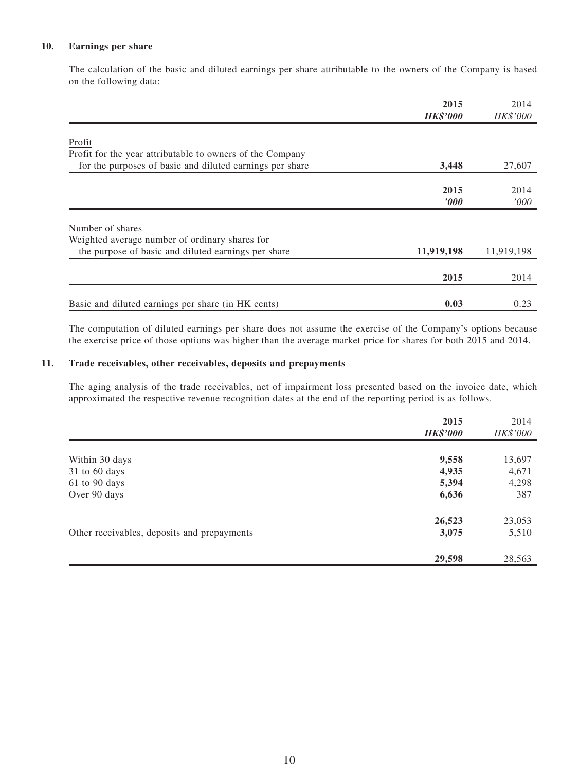## 10. Earnings per share

The calculation of the basic and diluted earnings per share attributable to the owners of the Company is based on the following data:

| | 2015 | 2014 |
|---|---|---|
| | ***HK$'000*** | *HK$'000* |
| Profit | | |
| Profit for the year attributable to owners of the Company for the purposes of basic and diluted earnings per share | **3,448** | 27,607 |

| | 2015 | 2014 |
|---|---|---|
| | ***'000*** | *'000* |
| Number of shares | | |
| Weighted average number of ordinary shares for the purpose of basic and diluted earnings per share | **11,919,198** | 11,919,198 |

| | 2015 | 2014 |
|---|---|---|
| Basic and diluted earnings per share (in HK cents) | **0.03** | 0.23 |

The computation of diluted earnings per share does not assume the exercise of the Company's options because the exercise price of those options was higher than the average market price for shares for both 2015 and 2014.

## 11. Trade receivables, other receivables, deposits and prepayments

The aging analysis of the trade receivables, net of impairment loss presented based on the invoice date, which approximated the respective revenue recognition dates at the end of the reporting period is as follows.

| | 2015 | 2014 |
|---|---|---|
| | ***HK$'000*** | *HK$'000* |
| Within 30 days | **9,558** | 13,697 |
| 31 to 60 days | **4,935** | 4,671 |
| 61 to 90 days | **5,394** | 4,298 |
| Over 90 days | **6,636** | 387 |
| | **26,523** | 23,053 |
| Other receivables, deposits and prepayments | **3,075** | 5,510 |
| | **29,598** | 28,563 |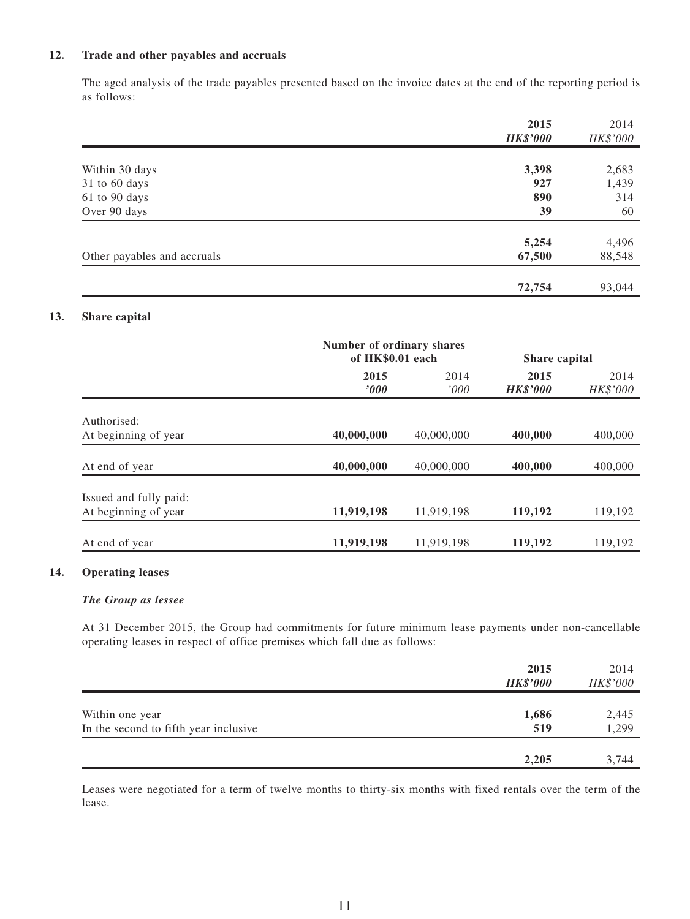## 12. Trade and other payables and accruals

The aged analysis of the trade payables presented based on the invoice dates at the end of the reporting period is as follows:

| | 2015 HK$'000 | 2014 HK$'000 |
|---|---|---|
| Within 30 days | **3,398** | 2,683 |
| 31 to 60 days | **927** | 1,439 |
| 61 to 90 days | **890** | 314 |
| Over 90 days | **39** | 60 |
| | **5,254** | 4,496 |
| Other payables and accruals | **67,500** | 88,548 |
| | **72,754** | 93,044 |

## 13. Share capital

| | Number of ordinary shares of HK$0.01 each | | Share capital | |
|---|---|---|---|---|
| | 2015 '000 | 2014 '000 | 2015 HK$'000 | 2014 HK$'000 |
| Authorised: | | | | |
| At beginning of year | **40,000,000** | 40,000,000 | **400,000** | 400,000 |
| At end of year | **40,000,000** | 40,000,000 | **400,000** | 400,000 |
| Issued and fully paid: | | | | |
| At beginning of year | **11,919,198** | 11,919,198 | **119,192** | 119,192 |
| At end of year | **11,919,198** | 11,919,198 | **119,192** | 119,192 |

## 14. Operating leases

***The Group as lessee***

At 31 December 2015, the Group had commitments for future minimum lease payments under non-cancellable operating leases in respect of office premises which fall due as follows:

| | 2015 HK$'000 | 2014 HK$'000 |
|---|---|---|
| Within one year | **1,686** | 2,445 |
| In the second to fifth year inclusive | **519** | 1,299 |
| | **2,205** | 3,744 |

Leases were negotiated for a term of twelve months to thirty-six months with fixed rentals over the term of the lease.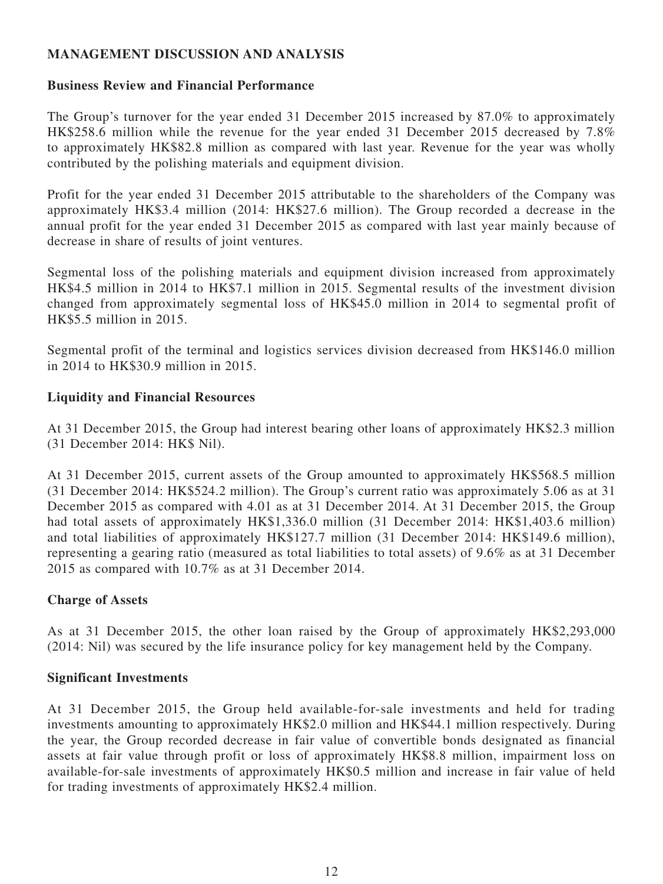## MANAGEMENT DISCUSSION AND ANALYSIS

### Business Review and Financial Performance

The Group's turnover for the year ended 31 December 2015 increased by 87.0% to approximately HK$258.6 million while the revenue for the year ended 31 December 2015 decreased by 7.8% to approximately HK$82.8 million as compared with last year. Revenue for the year was wholly contributed by the polishing materials and equipment division.

Profit for the year ended 31 December 2015 attributable to the shareholders of the Company was approximately HK$3.4 million (2014: HK$27.6 million). The Group recorded a decrease in the annual profit for the year ended 31 December 2015 as compared with last year mainly because of decrease in share of results of joint ventures.

Segmental loss of the polishing materials and equipment division increased from approximately HK$4.5 million in 2014 to HK$7.1 million in 2015. Segmental results of the investment division changed from approximately segmental loss of HK$45.0 million in 2014 to segmental profit of HK$5.5 million in 2015.

Segmental profit of the terminal and logistics services division decreased from HK$146.0 million in 2014 to HK$30.9 million in 2015.

### Liquidity and Financial Resources

At 31 December 2015, the Group had interest bearing other loans of approximately HK$2.3 million (31 December 2014: HK$ Nil).

At 31 December 2015, current assets of the Group amounted to approximately HK$568.5 million (31 December 2014: HK$524.2 million). The Group's current ratio was approximately 5.06 as at 31 December 2015 as compared with 4.01 as at 31 December 2014. At 31 December 2015, the Group had total assets of approximately HK$1,336.0 million (31 December 2014: HK$1,403.6 million) and total liabilities of approximately HK$127.7 million (31 December 2014: HK$149.6 million), representing a gearing ratio (measured as total liabilities to total assets) of 9.6% as at 31 December 2015 as compared with 10.7% as at 31 December 2014.

### Charge of Assets

As at 31 December 2015, the other loan raised by the Group of approximately HK$2,293,000 (2014: Nil) was secured by the life insurance policy for key management held by the Company.

### Significant Investments

At 31 December 2015, the Group held available-for-sale investments and held for trading investments amounting to approximately HK$2.0 million and HK$44.1 million respectively. During the year, the Group recorded decrease in fair value of convertible bonds designated as financial assets at fair value through profit or loss of approximately HK$8.8 million, impairment loss on available-for-sale investments of approximately HK$0.5 million and increase in fair value of held for trading investments of approximately HK$2.4 million.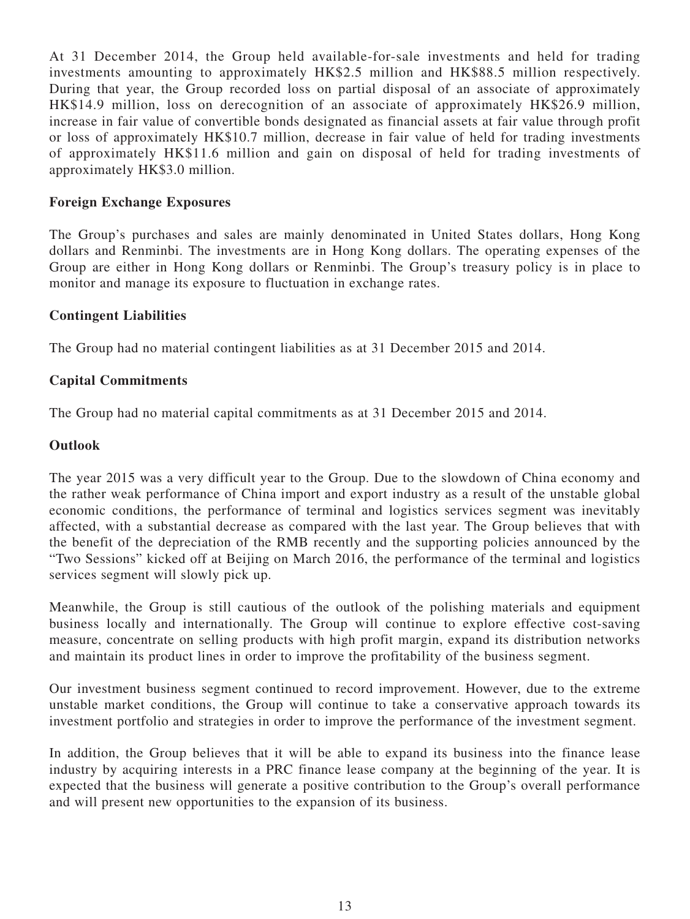At 31 December 2014, the Group held available-for-sale investments and held for trading investments amounting to approximately HK$2.5 million and HK$88.5 million respectively. During that year, the Group recorded loss on partial disposal of an associate of approximately HK$14.9 million, loss on derecognition of an associate of approximately HK$26.9 million, increase in fair value of convertible bonds designated as financial assets at fair value through profit or loss of approximately HK$10.7 million, decrease in fair value of held for trading investments of approximately HK$11.6 million and gain on disposal of held for trading investments of approximately HK$3.0 million.

**Foreign Exchange Exposures**

The Group's purchases and sales are mainly denominated in United States dollars, Hong Kong dollars and Renminbi. The investments are in Hong Kong dollars. The operating expenses of the Group are either in Hong Kong dollars or Renminbi. The Group's treasury policy is in place to monitor and manage its exposure to fluctuation in exchange rates.

**Contingent Liabilities**

The Group had no material contingent liabilities as at 31 December 2015 and 2014.

**Capital Commitments**

The Group had no material capital commitments as at 31 December 2015 and 2014.

**Outlook**

The year 2015 was a very difficult year to the Group. Due to the slowdown of China economy and the rather weak performance of China import and export industry as a result of the unstable global economic conditions, the performance of terminal and logistics services segment was inevitably affected, with a substantial decrease as compared with the last year. The Group believes that with the benefit of the depreciation of the RMB recently and the supporting policies announced by the "Two Sessions" kicked off at Beijing on March 2016, the performance of the terminal and logistics services segment will slowly pick up.

Meanwhile, the Group is still cautious of the outlook of the polishing materials and equipment business locally and internationally. The Group will continue to explore effective cost-saving measure, concentrate on selling products with high profit margin, expand its distribution networks and maintain its product lines in order to improve the profitability of the business segment.

Our investment business segment continued to record improvement. However, due to the extreme unstable market conditions, the Group will continue to take a conservative approach towards its investment portfolio and strategies in order to improve the performance of the investment segment.

In addition, the Group believes that it will be able to expand its business into the finance lease industry by acquiring interests in a PRC finance lease company at the beginning of the year. It is expected that the business will generate a positive contribution to the Group's overall performance and will present new opportunities to the expansion of its business.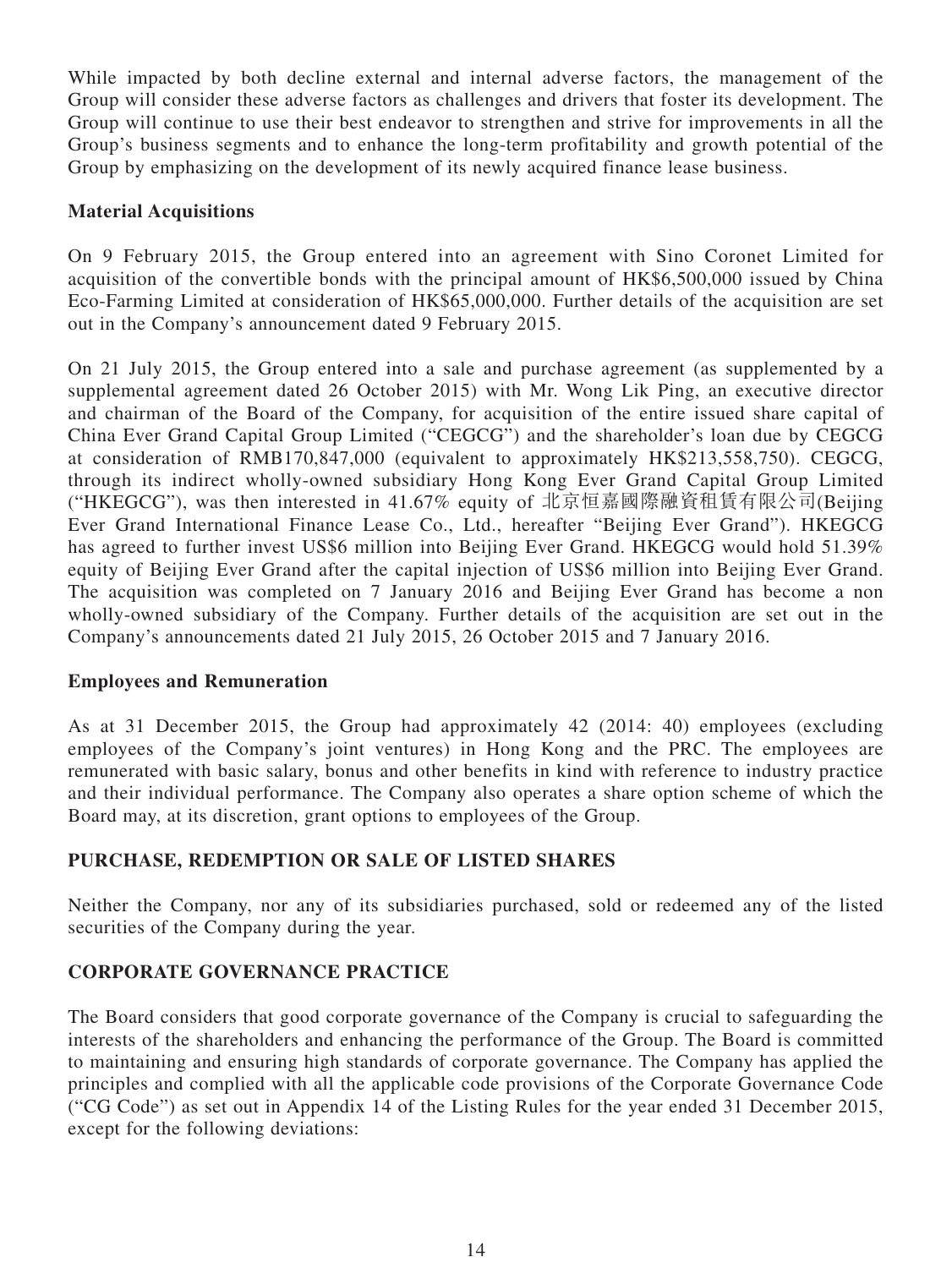While impacted by both decline external and internal adverse factors, the management of the Group will consider these adverse factors as challenges and drivers that foster its development. The Group will continue to use their best endeavor to strengthen and strive for improvements in all the Group's business segments and to enhance the long-term profitability and growth potential of the Group by emphasizing on the development of its newly acquired finance lease business.

**Material Acquisitions**

On 9 February 2015, the Group entered into an agreement with Sino Coronet Limited for acquisition of the convertible bonds with the principal amount of HK$6,500,000 issued by China Eco-Farming Limited at consideration of HK$65,000,000. Further details of the acquisition are set out in the Company's announcement dated 9 February 2015.

On 21 July 2015, the Group entered into a sale and purchase agreement (as supplemented by a supplemental agreement dated 26 October 2015) with Mr. Wong Lik Ping, an executive director and chairman of the Board of the Company, for acquisition of the entire issued share capital of China Ever Grand Capital Group Limited ("CEGCG") and the shareholder's loan due by CEGCG at consideration of RMB170,847,000 (equivalent to approximately HK$213,558,750). CEGCG, through its indirect wholly-owned subsidiary Hong Kong Ever Grand Capital Group Limited ("HKEGCG"), was then interested in 41.67% equity of 北京恒嘉國際融資租賃有限公司(Beijing Ever Grand International Finance Lease Co., Ltd., hereafter "Beijing Ever Grand"). HKEGCG has agreed to further invest US$6 million into Beijing Ever Grand. HKEGCG would hold 51.39% equity of Beijing Ever Grand after the capital injection of US$6 million into Beijing Ever Grand. The acquisition was completed on 7 January 2016 and Beijing Ever Grand has become a non wholly-owned subsidiary of the Company. Further details of the acquisition are set out in the Company's announcements dated 21 July 2015, 26 October 2015 and 7 January 2016.

**Employees and Remuneration**

As at 31 December 2015, the Group had approximately 42 (2014: 40) employees (excluding employees of the Company's joint ventures) in Hong Kong and the PRC. The employees are remunerated with basic salary, bonus and other benefits in kind with reference to industry practice and their individual performance. The Company also operates a share option scheme of which the Board may, at its discretion, grant options to employees of the Group.

## PURCHASE, REDEMPTION OR SALE OF LISTED SHARES

Neither the Company, nor any of its subsidiaries purchased, sold or redeemed any of the listed securities of the Company during the year.

## CORPORATE GOVERNANCE PRACTICE

The Board considers that good corporate governance of the Company is crucial to safeguarding the interests of the shareholders and enhancing the performance of the Group. The Board is committed to maintaining and ensuring high standards of corporate governance. The Company has applied the principles and complied with all the applicable code provisions of the Corporate Governance Code ("CG Code") as set out in Appendix 14 of the Listing Rules for the year ended 31 December 2015, except for the following deviations: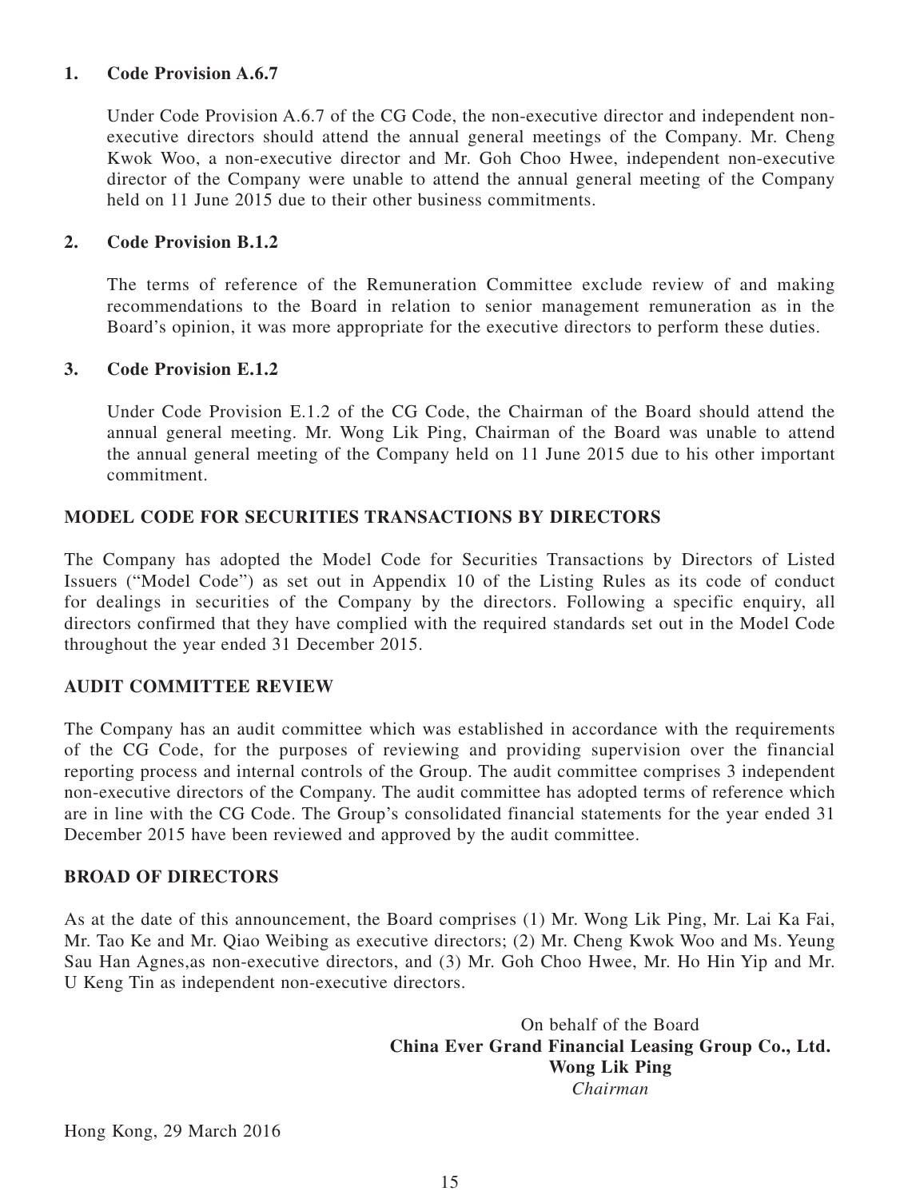**1. Code Provision A.6.7**

Under Code Provision A.6.7 of the CG Code, the non-executive director and independent non-executive directors should attend the annual general meetings of the Company. Mr. Cheng Kwok Woo, a non-executive director and Mr. Goh Choo Hwee, independent non-executive director of the Company were unable to attend the annual general meeting of the Company held on 11 June 2015 due to their other business commitments.

**2. Code Provision B.1.2**

The terms of reference of the Remuneration Committee exclude review of and making recommendations to the Board in relation to senior management remuneration as in the Board's opinion, it was more appropriate for the executive directors to perform these duties.

**3. Code Provision E.1.2**

Under Code Provision E.1.2 of the CG Code, the Chairman of the Board should attend the annual general meeting. Mr. Wong Lik Ping, Chairman of the Board was unable to attend the annual general meeting of the Company held on 11 June 2015 due to his other important commitment.

## MODEL CODE FOR SECURITIES TRANSACTIONS BY DIRECTORS

The Company has adopted the Model Code for Securities Transactions by Directors of Listed Issuers ("Model Code") as set out in Appendix 10 of the Listing Rules as its code of conduct for dealings in securities of the Company by the directors. Following a specific enquiry, all directors confirmed that they have complied with the required standards set out in the Model Code throughout the year ended 31 December 2015.

## AUDIT COMMITTEE REVIEW

The Company has an audit committee which was established in accordance with the requirements of the CG Code, for the purposes of reviewing and providing supervision over the financial reporting process and internal controls of the Group. The audit committee comprises 3 independent non-executive directors of the Company. The audit committee has adopted terms of reference which are in line with the CG Code. The Group's consolidated financial statements for the year ended 31 December 2015 have been reviewed and approved by the audit committee.

## BROAD OF DIRECTORS

As at the date of this announcement, the Board comprises (1) Mr. Wong Lik Ping, Mr. Lai Ka Fai, Mr. Tao Ke and Mr. Qiao Weibing as executive directors; (2) Mr. Cheng Kwok Woo and Ms. Yeung Sau Han Agnes,as non-executive directors, and (3) Mr. Goh Choo Hwee, Mr. Ho Hin Yip and Mr. U Keng Tin as independent non-executive directors.

On behalf of the Board
**China Ever Grand Financial Leasing Group Co., Ltd.**
**Wong Lik Ping**
*Chairman*

Hong Kong, 29 March 2016